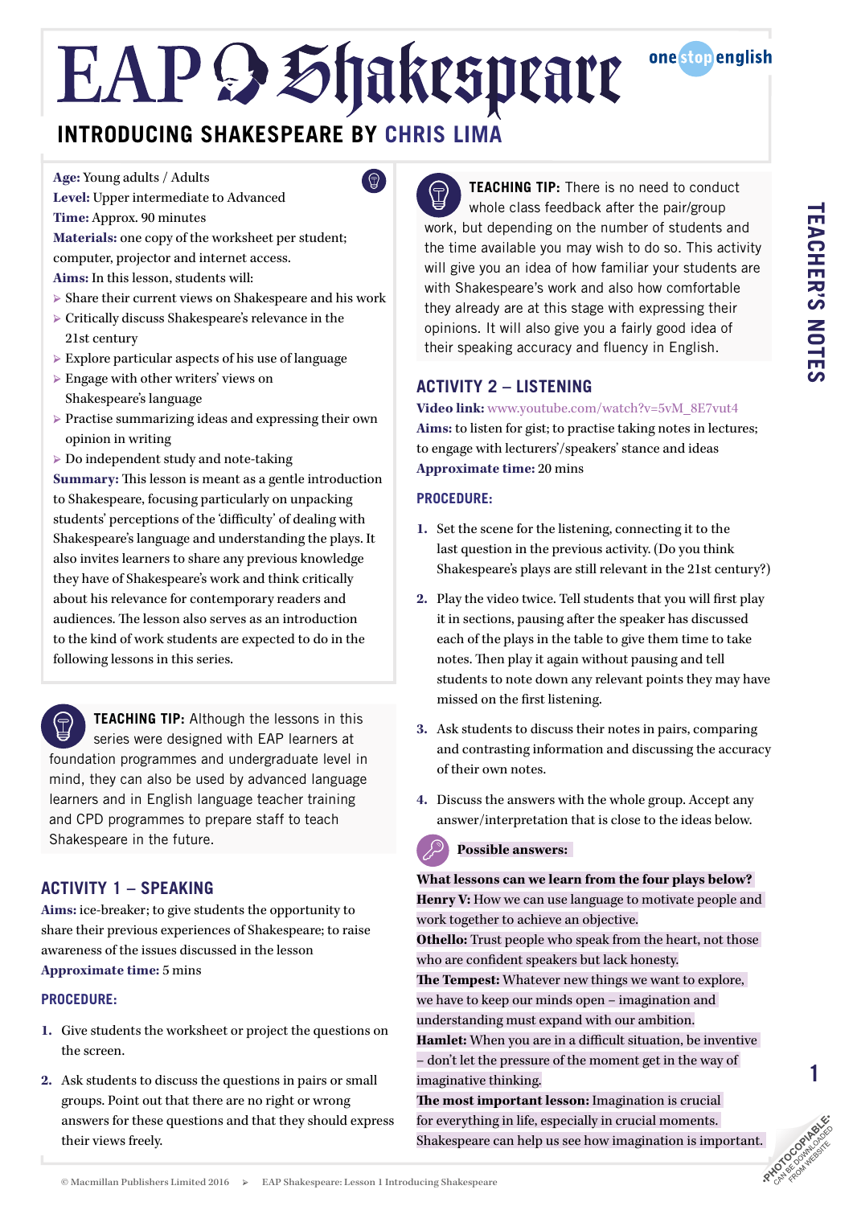# EAP Shakespeare

## INTRODUCING SHAKESPEARE BY CHRIS LIMA

**Age:** Young adults / Adults
**Level:** Upper intermediate to Advanced
**Time:** Approx. 90 minutes
**Materials:** one copy of the worksheet per student; computer, projector and internet access.
**Aims:** In this lesson, students will:

- Share their current views on Shakespeare and his work
- Critically discuss Shakespeare's relevance in the 21st century
- Explore particular aspects of his use of language
- Engage with other writers' views on Shakespeare's language
- Practise summarizing ideas and expressing their own opinion in writing
- Do independent study and note-taking

**Summary:** This lesson is meant as a gentle introduction to Shakespeare, focusing particularly on unpacking students' perceptions of the 'difficulty' of dealing with Shakespeare's language and understanding the plays. It also invites learners to share any previous knowledge they have of Shakespeare's work and think critically about his relevance for contemporary readers and audiences. The lesson also serves as an introduction to the kind of work students are expected to do in the following lessons in this series.

**TEACHING TIP:** Although the lessons in this series were designed with EAP learners at foundation programmes and undergraduate level in mind, they can also be used by advanced language learners and in English language teacher training and CPD programmes to prepare staff to teach Shakespeare in the future.

## ACTIVITY 1 – SPEAKING

**Aims:** ice-breaker; to give students the opportunity to share their previous experiences of Shakespeare; to raise awareness of the issues discussed in the lesson
**Approximate time:** 5 mins

### PROCEDURE:

1. Give students the worksheet or project the questions on the screen.
2. Ask students to discuss the questions in pairs or small groups. Point out that there are no right or wrong answers for these questions and that they should express their views freely.

**TEACHING TIP:** There is no need to conduct whole class feedback after the pair/group work, but depending on the number of students and the time available you may wish to do so. This activity will give you an idea of how familiar your students are with Shakespeare's work and also how comfortable they already are at this stage with expressing their opinions. It will also give you a fairly good idea of their speaking accuracy and fluency in English.

## ACTIVITY 2 – LISTENING

**Video link:** www.youtube.com/watch?v=5vM_8E7vut4
**Aims:** to listen for gist; to practise taking notes in lectures; to engage with lecturers'/speakers' stance and ideas
**Approximate time:** 20 mins

### PROCEDURE:

1. Set the scene for the listening, connecting it to the last question in the previous activity. (Do you think Shakespeare's plays are still relevant in the 21st century?)
2. Play the video twice. Tell students that you will first play it in sections, pausing after the speaker has discussed each of the plays in the table to give them time to take notes. Then play it again without pausing and tell students to note down any relevant points they may have missed on the first listening.
3. Ask students to discuss their notes in pairs, comparing and contrasting information and discussing the accuracy of their own notes.
4. Discuss the answers with the whole group. Accept any answer/interpretation that is close to the ideas below.

**Possible answers:**

**What lessons can we learn from the four plays below?**
**Henry V:** How we can use language to motivate people and work together to achieve an objective.
**Othello:** Trust people who speak from the heart, not those who are confident speakers but lack honesty.
**The Tempest:** Whatever new things we want to explore, we have to keep our minds open – imagination and understanding must expand with our ambition.
**Hamlet:** When you are in a difficult situation, be inventive – don't let the pressure of the moment get in the way of imaginative thinking.
**The most important lesson:** Imagination is crucial for everything in life, especially in crucial moments. Shakespeare can help us see how imagination is important.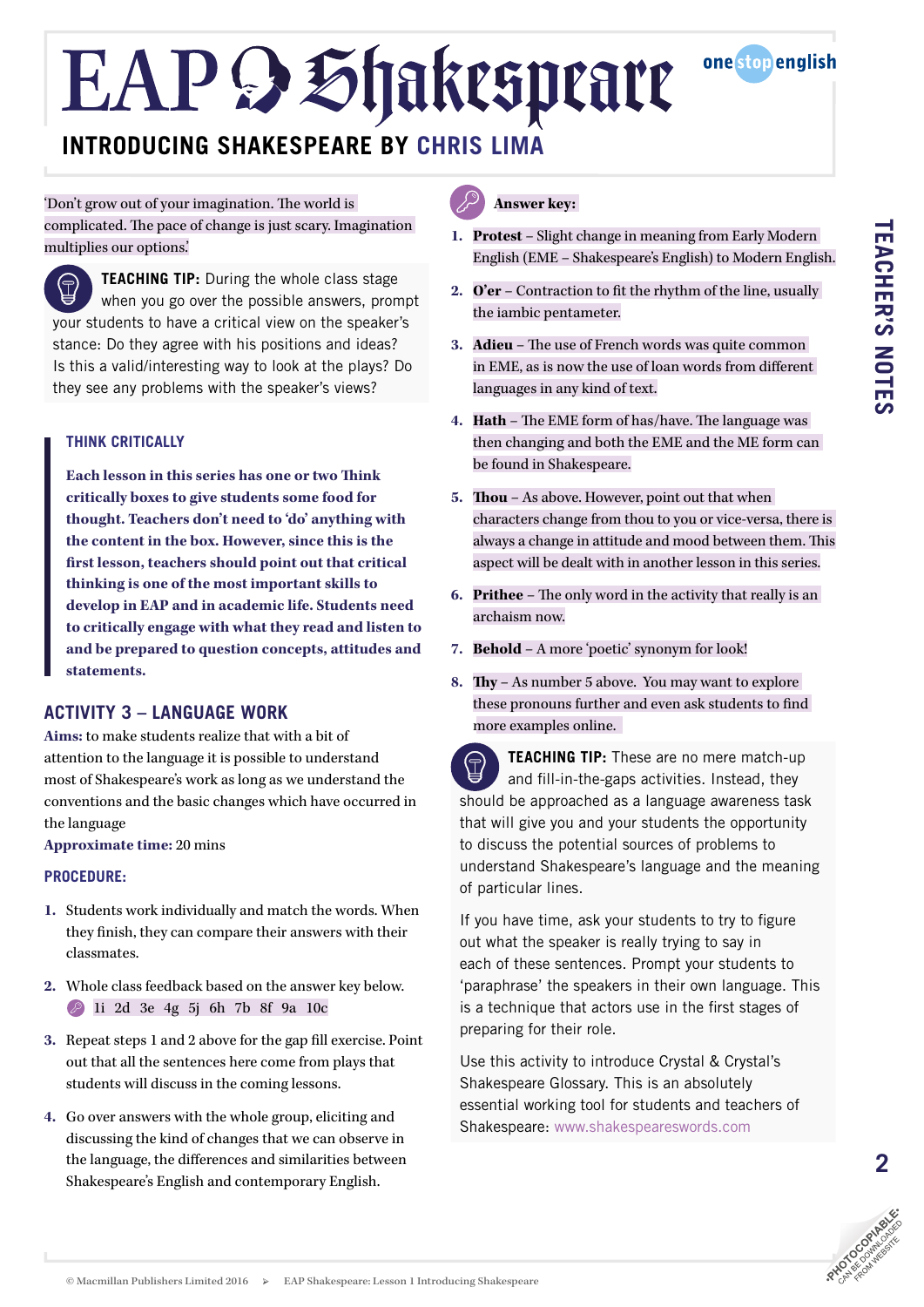# EAP Shakespeare

## INTRODUCING SHAKESPEARE BY CHRIS LIMA

'Don't grow out of your imagination. The world is complicated. The pace of change is just scary. Imagination multiplies our options.'

**TEACHING TIP:** During the whole class stage when you go over the possible answers, prompt your students to have a critical view on the speaker's stance: Do they agree with his positions and ideas? Is this a valid/interesting way to look at the plays? Do they see any problems with the speaker's views?

### THINK CRITICALLY

**Each lesson in this series has one or two Think critically boxes to give students some food for thought. Teachers don't need to 'do' anything with the content in the box. However, since this is the first lesson, teachers should point out that critical thinking is one of the most important skills to develop in EAP and in academic life. Students need to critically engage with what they read and listen to and be prepared to question concepts, attitudes and statements.**

## ACTIVITY 3 – LANGUAGE WORK

**Aims:** to make students realize that with a bit of attention to the language it is possible to understand most of Shakespeare's work as long as we understand the conventions and the basic changes which have occurred in the language

**Approximate time:** 20 mins

### PROCEDURE:

1. Students work individually and match the words. When they finish, they can compare their answers with their classmates.
2. Whole class feedback based on the answer key below.
   1i 2d 3e 4g 5j 6h 7b 8f 9a 10c
3. Repeat steps 1 and 2 above for the gap fill exercise. Point out that all the sentences here come from plays that students will discuss in the coming lessons.
4. Go over answers with the whole group, eliciting and discussing the kind of changes that we can observe in the language, the differences and similarities between Shakespeare's English and contemporary English.

**Answer key:**

1. **Protest** – Slight change in meaning from Early Modern English (EME – Shakespeare's English) to Modern English.
2. **O'er** – Contraction to fit the rhythm of the line, usually the iambic pentameter.
3. **Adieu** – The use of French words was quite common in EME, as is now the use of loan words from different languages in any kind of text.
4. **Hath** – The EME form of has/have. The language was then changing and both the EME and the ME form can be found in Shakespeare.
5. **Thou** – As above. However, point out that when characters change from thou to you or vice-versa, there is always a change in attitude and mood between them. This aspect will be dealt with in another lesson in this series.
6. **Prithee** – The only word in the activity that really is an archaism now.
7. **Behold** – A more 'poetic' synonym for look!
8. **Thy** – As number 5 above. You may want to explore these pronouns further and even ask students to find more examples online.

**TEACHING TIP:** These are no mere match-up and fill-in-the-gaps activities. Instead, they should be approached as a language awareness task that will give you and your students the opportunity to discuss the potential sources of problems to understand Shakespeare's language and the meaning of particular lines.

If you have time, ask your students to try to figure out what the speaker is really trying to say in each of these sentences. Prompt your students to 'paraphrase' the speakers in their own language. This is a technique that actors use in the first stages of preparing for their role.

Use this activity to introduce Crystal & Crystal's Shakespeare Glossary. This is an absolutely essential working tool for students and teachers of Shakespeare: www.shakespeareswords.com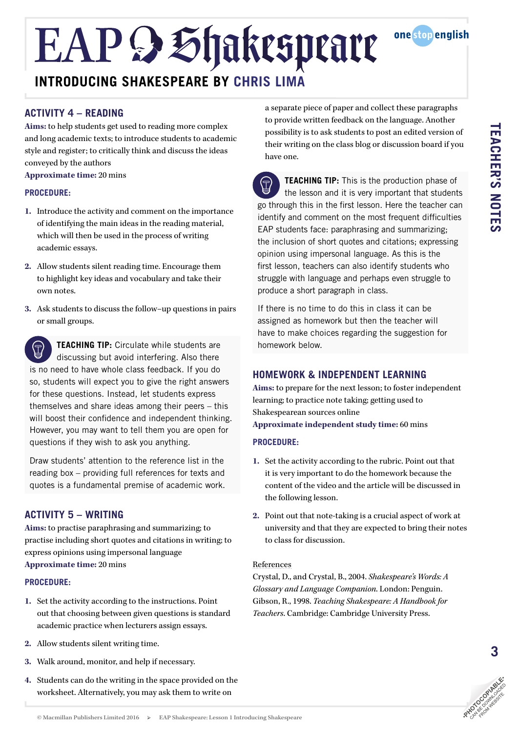# EAP Shakespeare

## INTRODUCING SHAKESPEARE BY CHRIS LIMA

### ACTIVITY 4 – READING

**Aims:** to help students get used to reading more complex and long academic texts; to introduce students to academic style and register; to critically think and discuss the ideas conveyed by the authors

**Approximate time:** 20 mins

**PROCEDURE:**

1. Introduce the activity and comment on the importance of identifying the main ideas in the reading material, which will then be used in the process of writing academic essays.
2. Allow students silent reading time. Encourage them to highlight key ideas and vocabulary and take their own notes.
3. Ask students to discuss the follow-up questions in pairs or small groups.

**TEACHING TIP:** Circulate while students are discussing but avoid interfering. Also there is no need to have whole class feedback. If you do so, students will expect you to give the right answers for these questions. Instead, let students express themselves and share ideas among their peers – this will boost their confidence and independent thinking. However, you may want to tell them you are open for questions if they wish to ask you anything.

Draw students' attention to the reference list in the reading box – providing full references for texts and quotes is a fundamental premise of academic work.

### ACTIVITY 5 – WRITING

**Aims:** to practise paraphrasing and summarizing; to practise including short quotes and citations in writing; to express opinions using impersonal language

**Approximate time:** 20 mins

**PROCEDURE:**

1. Set the activity according to the instructions. Point out that choosing between given questions is standard academic practice when lecturers assign essays.
2. Allow students silent writing time.
3. Walk around, monitor, and help if necessary.
4. Students can do the writing in the space provided on the worksheet. Alternatively, you may ask them to write on a separate piece of paper and collect these paragraphs to provide written feedback on the language. Another possibility is to ask students to post an edited version of their writing on the class blog or discussion board if you have one.

**TEACHING TIP:** This is the production phase of the lesson and it is very important that students go through this in the first lesson. Here the teacher can identify and comment on the most frequent difficulties EAP students face: paraphrasing and summarizing; the inclusion of short quotes and citations; expressing opinion using impersonal language. As this is the first lesson, teachers can also identify students who struggle with language and perhaps even struggle to produce a short paragraph in class.

If there is no time to do this in class it can be assigned as homework but then the teacher will have to make choices regarding the suggestion for homework below.

### HOMEWORK & INDEPENDENT LEARNING

**Aims:** to prepare for the next lesson; to foster independent learning; to practice note taking; getting used to Shakespearean sources online

**Approximate independent study time:** 60 mins

**PROCEDURE:**

1. Set the activity according to the rubric. Point out that it is very important to do the homework because the content of the video and the article will be discussed in the following lesson.
2. Point out that note-taking is a crucial aspect of work at university and that they are expected to bring their notes to class for discussion.

References

Crystal, D., and Crystal, B., 2004. *Shakespeare's Words: A Glossary and Language Companion*. London: Penguin.

Gibson, R., 1998. *Teaching Shakespeare: A Handbook for Teachers*. Cambridge: Cambridge University Press.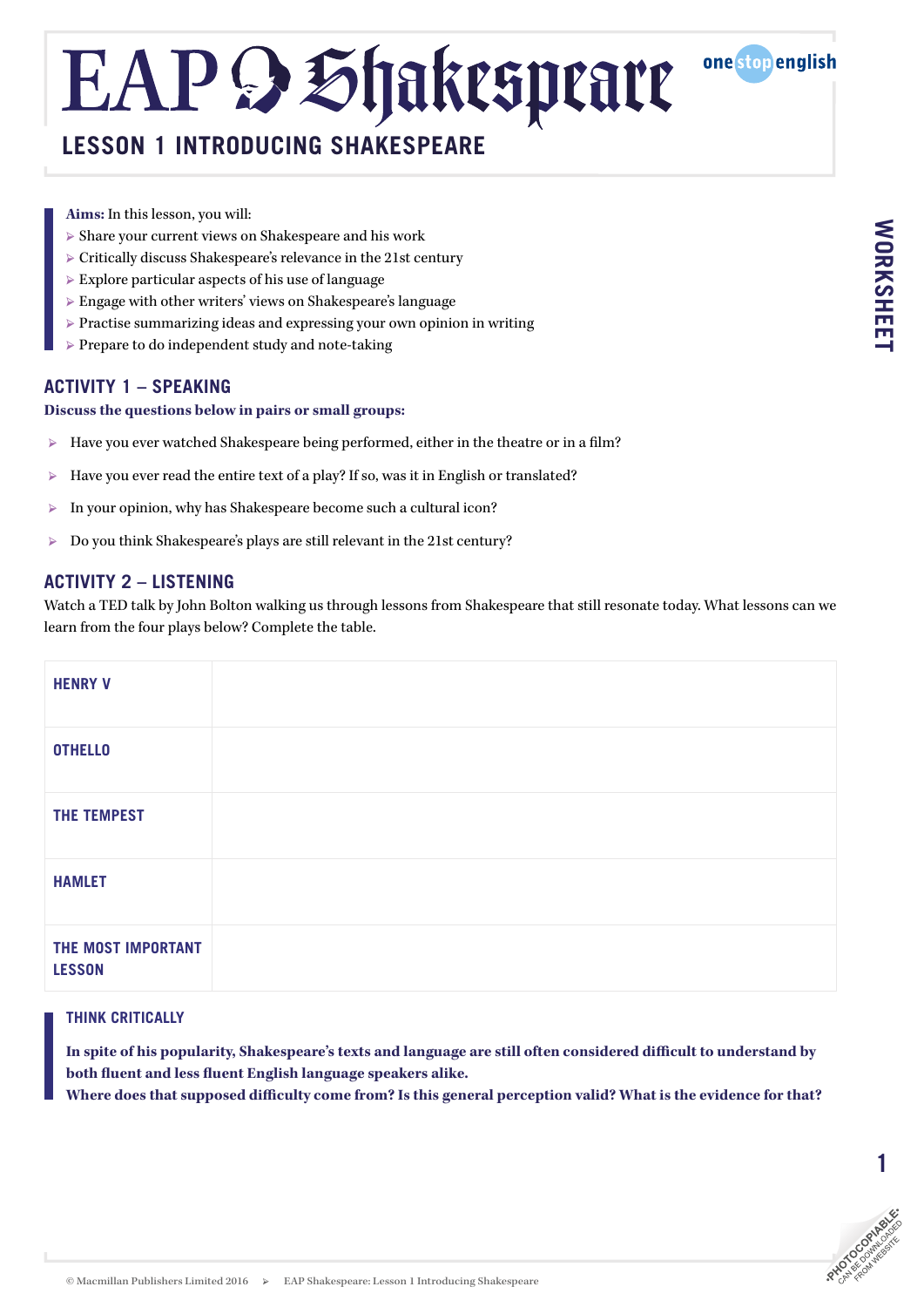# EAP Shakespeare

## LESSON 1 INTRODUCING SHAKESPEARE

**Aims:** In this lesson, you will:

- Share your current views on Shakespeare and his work
- Critically discuss Shakespeare's relevance in the 21st century
- Explore particular aspects of his use of language
- Engage with other writers' views on Shakespeare's language
- Practise summarizing ideas and expressing your own opinion in writing
- Prepare to do independent study and note-taking

## ACTIVITY 1 – SPEAKING

**Discuss the questions below in pairs or small groups:**

- Have you ever watched Shakespeare being performed, either in the theatre or in a film?
- Have you ever read the entire text of a play? If so, was it in English or translated?
- In your opinion, why has Shakespeare become such a cultural icon?
- Do you think Shakespeare's plays are still relevant in the 21st century?

## ACTIVITY 2 – LISTENING

Watch a TED talk by John Bolton walking us through lessons from Shakespeare that still resonate today. What lessons can we learn from the four plays below? Complete the table.

| | |
|---|---|
| **HENRY V** | |
| **OTHELLO** | |
| **THE TEMPEST** | |
| **HAMLET** | |
| **THE MOST IMPORTANT LESSON** | |

### THINK CRITICALLY

**In spite of his popularity, Shakespeare's texts and language are still often considered difficult to understand by both fluent and less fluent English language speakers alike.**
**Where does that supposed difficulty come from? Is this general perception valid? What is the evidence for that?**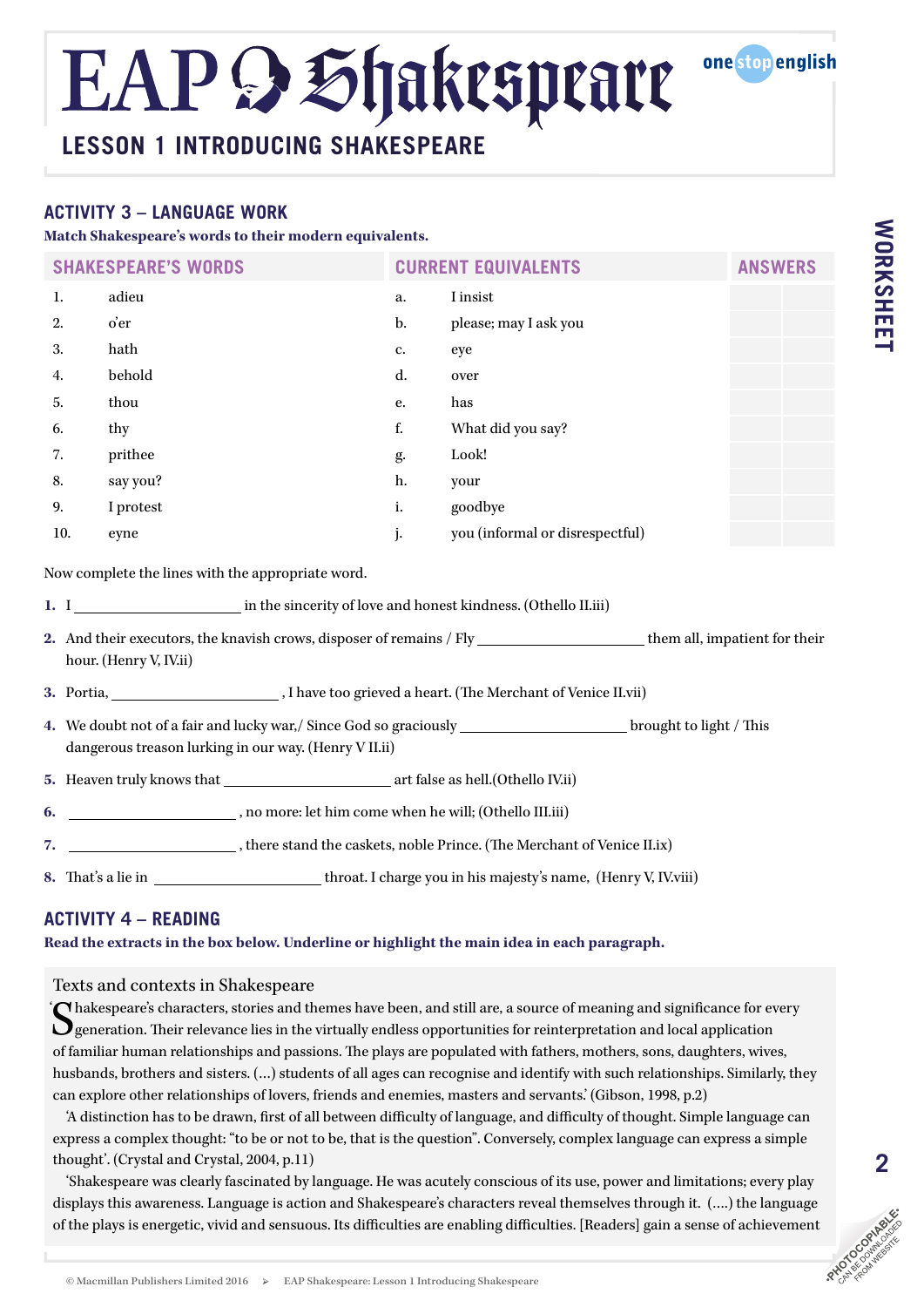# EAP Shakespeare

## LESSON 1 INTRODUCING SHAKESPEARE

WORKSHEET

### ACTIVITY 3 – LANGUAGE WORK

**Match Shakespeare's words to their modern equivalents.**

| SHAKESPEARE'S WORDS | | CURRENT EQUIVALENTS | | ANSWERS | |
|---|---|---|---|---|---|
| 1. | adieu | a. | I insist | | |
| 2. | o'er | b. | please; may I ask you | | |
| 3. | hath | c. | eye | | |
| 4. | behold | d. | over | | |
| 5. | thou | e. | has | | |
| 6. | thy | f. | What did you say? | | |
| 7. | prithee | g. | Look! | | |
| 8. | say you? | h. | your | | |
| 9. | I protest | i. | goodbye | | |
| 10. | eyne | j. | you (informal or disrespectful) | | |

Now complete the lines with the appropriate word.

1. I \_\_\_\_\_\_\_\_\_\_\_\_\_\_\_\_\_\_\_\_ in the sincerity of love and honest kindness. (Othello II.iii)
2. And their executors, the knavish crows, disposer of remains / Fly \_\_\_\_\_\_\_\_\_\_\_\_\_\_\_\_\_\_\_\_ them all, impatient for their hour. (Henry V, IV.ii)
3. Portia, \_\_\_\_\_\_\_\_\_\_\_\_\_\_\_\_\_\_\_\_ , I have too grieved a heart. (The Merchant of Venice II.vii)
4. We doubt not of a fair and lucky war,/ Since God so graciously \_\_\_\_\_\_\_\_\_\_\_\_\_\_\_\_\_\_\_\_ brought to light / This dangerous treason lurking in our way. (Henry V II.ii)
5. Heaven truly knows that \_\_\_\_\_\_\_\_\_\_\_\_\_\_\_\_\_\_\_\_ art false as hell.(Othello IV.ii)
6. \_\_\_\_\_\_\_\_\_\_\_\_\_\_\_\_\_\_\_\_ , no more: let him come when he will; (Othello III.iii)
7. \_\_\_\_\_\_\_\_\_\_\_\_\_\_\_\_\_\_\_\_ , there stand the caskets, noble Prince. (The Merchant of Venice II.ix)
8. That's a lie in \_\_\_\_\_\_\_\_\_\_\_\_\_\_\_\_\_\_\_\_ throat. I charge you in his majesty's name, (Henry V, IV.viii)

### ACTIVITY 4 – READING

**Read the extracts in the box below. Underline or highlight the main idea in each paragraph.**

Texts and contexts in Shakespeare

'Shakespeare's characters, stories and themes have been, and still are, a source of meaning and significance for every generation. Their relevance lies in the virtually endless opportunities for reinterpretation and local application of familiar human relationships and passions. The plays are populated with fathers, mothers, sons, daughters, wives, husbands, brothers and sisters. (…) students of all ages can recognise and identify with such relationships. Similarly, they can explore other relationships of lovers, friends and enemies, masters and servants.' (Gibson, 1998, p.2)

'A distinction has to be drawn, first of all between difficulty of language, and difficulty of thought. Simple language can express a complex thought: "to be or not to be, that is the question". Conversely, complex language can express a simple thought'. (Crystal and Crystal, 2004, p.11)

'Shakespeare was clearly fascinated by language. He was acutely conscious of its use, power and limitations; every play displays this awareness. Language is action and Shakespeare's characters reveal themselves through it. (….) the language of the plays is energetic, vivid and sensuous. Its difficulties are enabling difficulties. [Readers] gain a sense of achievement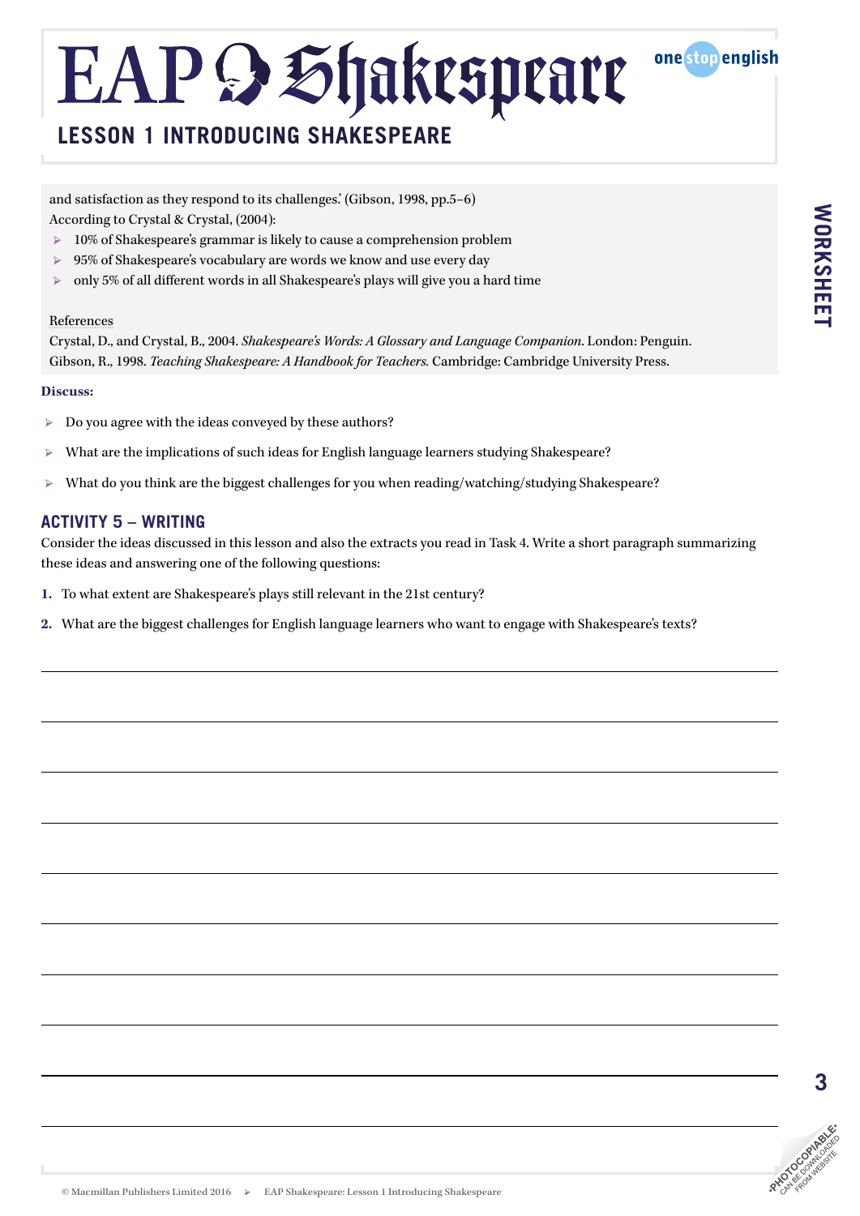and satisfaction as they respond to its challenges.' (Gibson, 1998, pp.5–6)

According to Crystal & Crystal, (2004):

- 10% of Shakespeare's grammar is likely to cause a comprehension problem
- 95% of Shakespeare's vocabulary are words we know and use every day
- only 5% of all different words in all Shakespeare's plays will give you a hard time

References

Crystal, D., and Crystal, B., 2004. *Shakespeare's Words: A Glossary and Language Companion*. London: Penguin.
Gibson, R., 1998. *Teaching Shakespeare: A Handbook for Teachers.* Cambridge: Cambridge University Press.

**Discuss:**

- Do you agree with the ideas conveyed by these authors?
- What are the implications of such ideas for English language learners studying Shakespeare?
- What do you think are the biggest challenges for you when reading/watching/studying Shakespeare?

## ACTIVITY 5 – WRITING

Consider the ideas discussed in this lesson and also the extracts you read in Task 4. Write a short paragraph summarizing these ideas and answering one of the following questions:

1. To what extent are Shakespeare's plays still relevant in the 21st century?
2. What are the biggest challenges for English language learners who want to engage with Shakespeare's texts?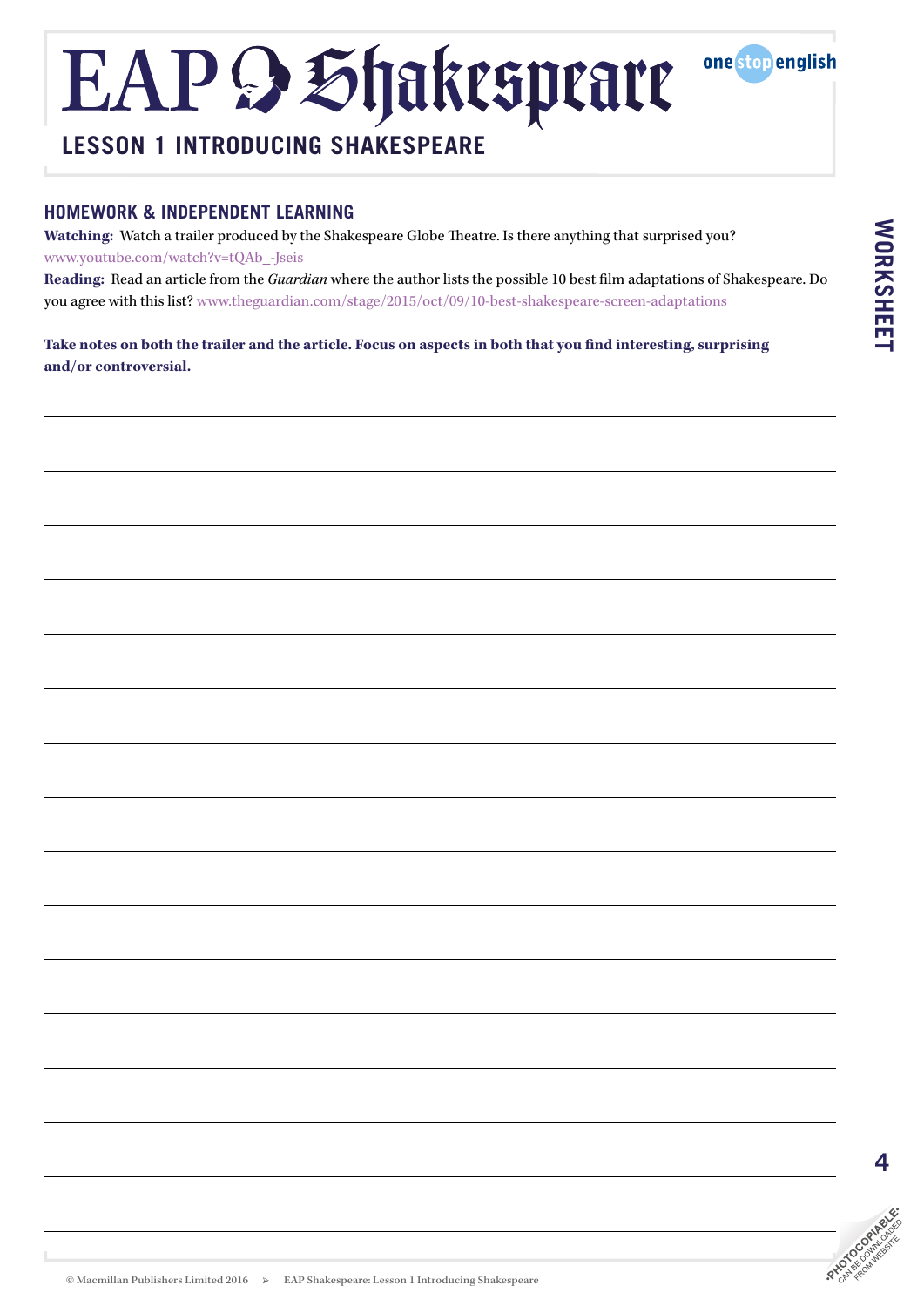# EAP Shakespeare

## LESSON 1 INTRODUCING SHAKESPEARE

### HOMEWORK & INDEPENDENT LEARNING

**Watching:** Watch a trailer produced by the Shakespeare Globe Theatre. Is there anything that surprised you?
www.youtube.com/watch?v=tQAb_-Jseis

**Reading:** Read an article from the *Guardian* where the author lists the possible 10 best film adaptations of Shakespeare. Do you agree with this list? www.theguardian.com/stage/2015/oct/09/10-best-shakespeare-screen-adaptations

**Take notes on both the trailer and the article. Focus on aspects in both that you find interesting, surprising and/or controversial.**